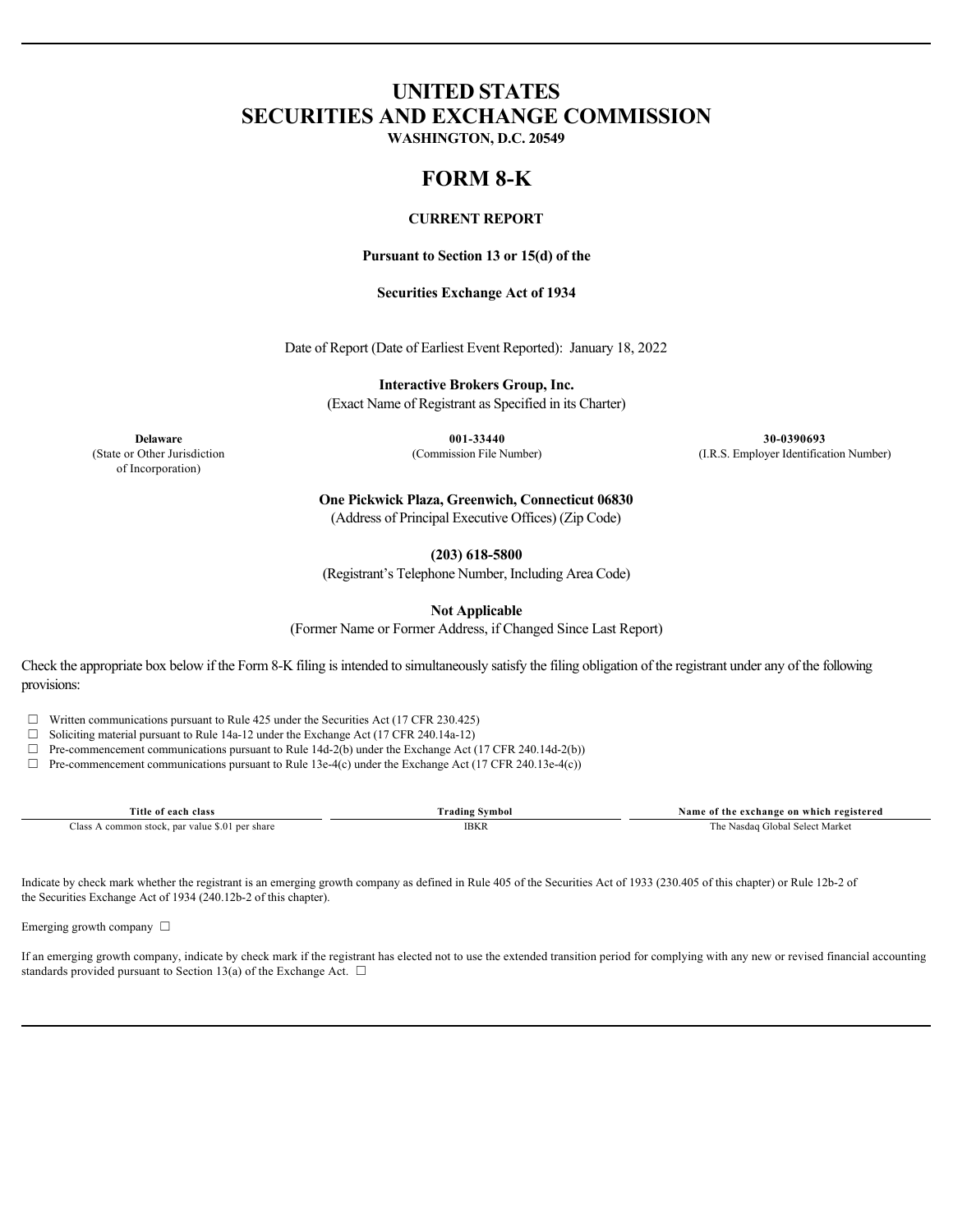# UNITED STATES
# SECURITIES AND EXCHANGE COMMISSION

**WASHINGTON, D.C. 20549**

# FORM 8-K

**CURRENT REPORT**

**Pursuant to Section 13 or 15(d) of the**

**Securities Exchange Act of 1934**

Date of Report (Date of Earliest Event Reported): January 18, 2022

**Interactive Brokers Group, Inc.**

(Exact Name of Registrant as Specified in its Charter)

| **Delaware** | **001-33440** | **30-0390693** |
|---|---|---|
| (State or Other Jurisdiction of Incorporation) | (Commission File Number) | (I.R.S. Employer Identification Number) |

**One Pickwick Plaza, Greenwich, Connecticut 06830**

(Address of Principal Executive Offices) (Zip Code)

**(203) 618-5800**

(Registrant's Telephone Number, Including Area Code)

**Not Applicable**

(Former Name or Former Address, if Changed Since Last Report)

Check the appropriate box below if the Form 8-K filing is intended to simultaneously satisfy the filing obligation of the registrant under any of the following provisions:

☐ Written communications pursuant to Rule 425 under the Securities Act (17 CFR 230.425)

☐ Soliciting material pursuant to Rule 14a-12 under the Exchange Act (17 CFR 240.14a-12)

☐ Pre-commencement communications pursuant to Rule 14d-2(b) under the Exchange Act (17 CFR 240.14d-2(b))

☐ Pre-commencement communications pursuant to Rule 13e-4(c) under the Exchange Act (17 CFR 240.13e-4(c))

| Title of each class | Trading Symbol | Name of the exchange on which registered |
|---|---|---|
| Class A common stock, par value $.01 per share | IBKR | The Nasdaq Global Select Market |

Indicate by check mark whether the registrant is an emerging growth company as defined in Rule 405 of the Securities Act of 1933 (230.405 of this chapter) or Rule 12b-2 of the Securities Exchange Act of 1934 (240.12b-2 of this chapter).

Emerging growth company ☐

If an emerging growth company, indicate by check mark if the registrant has elected not to use the extended transition period for complying with any new or revised financial accounting standards provided pursuant to Section 13(a) of the Exchange Act. ☐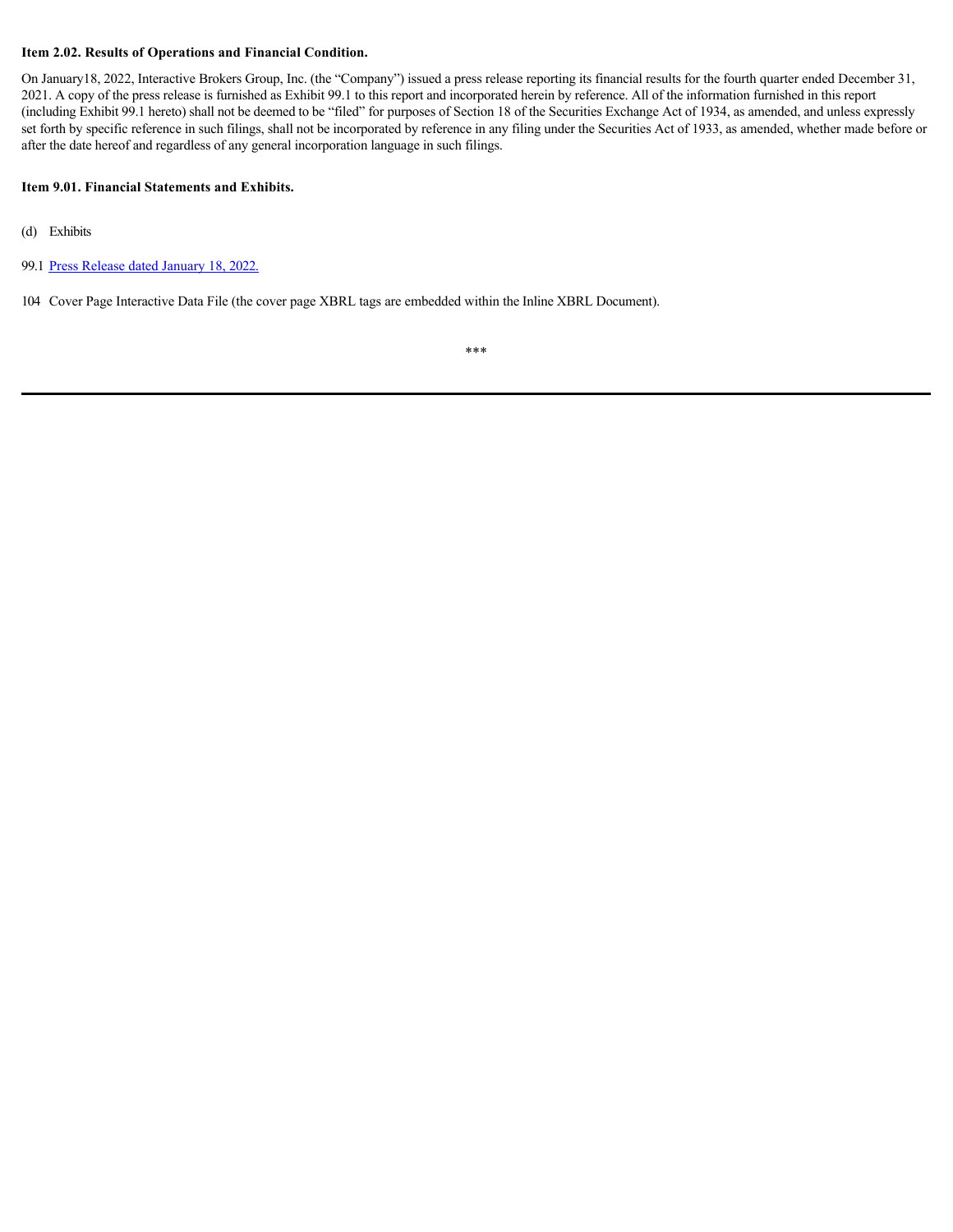**Item 2.02. Results of Operations and Financial Condition.**

On January18, 2022, Interactive Brokers Group, Inc. (the "Company") issued a press release reporting its financial results for the fourth quarter ended December 31, 2021. A copy of the press release is furnished as Exhibit 99.1 to this report and incorporated herein by reference. All of the information furnished in this report (including Exhibit 99.1 hereto) shall not be deemed to be "filed" for purposes of Section 18 of the Securities Exchange Act of 1934, as amended, and unless expressly set forth by specific reference in such filings, shall not be incorporated by reference in any filing under the Securities Act of 1933, as amended, whether made before or after the date hereof and regardless of any general incorporation language in such filings.

**Item 9.01. Financial Statements and Exhibits.**

(d) Exhibits

99.1 Press Release dated January 18, 2022.

104 Cover Page Interactive Data File (the cover page XBRL tags are embedded within the Inline XBRL Document).

***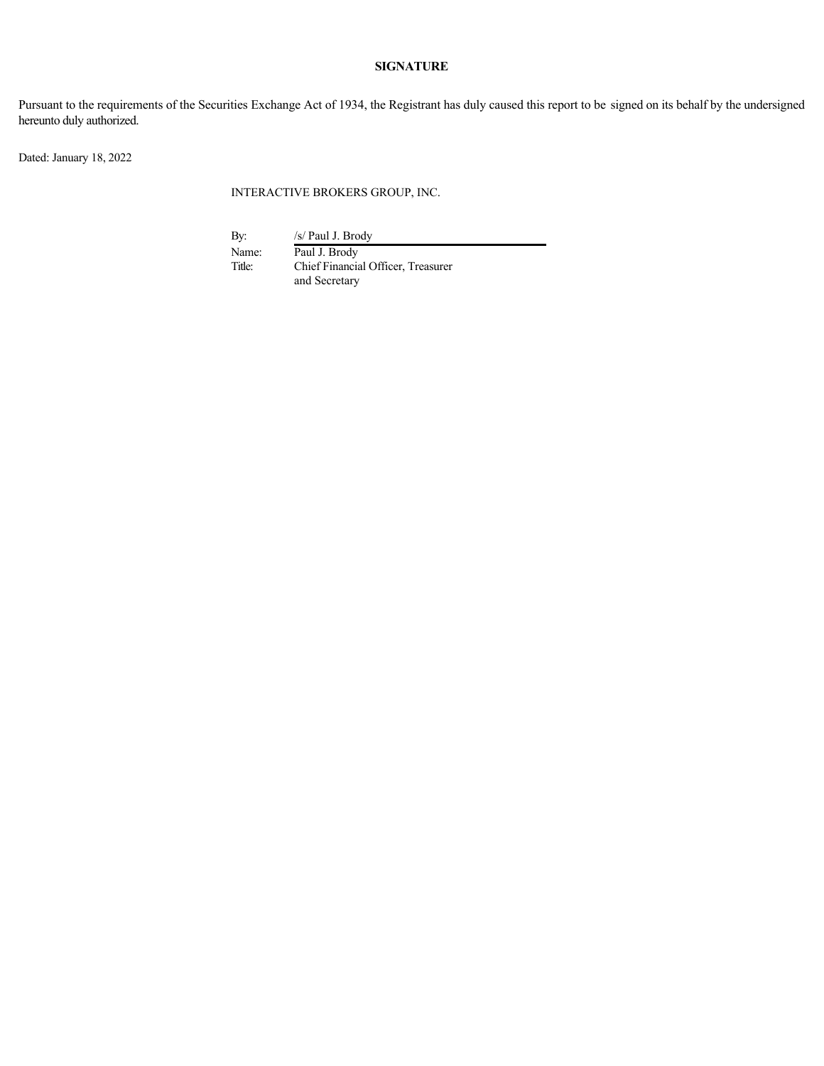**SIGNATURE**

Pursuant to the requirements of the Securities Exchange Act of 1934, the Registrant has duly caused this report to be signed on its behalf by the undersigned hereunto duly authorized.

Dated: January 18, 2022

INTERACTIVE BROKERS GROUP, INC.

By: /s/ Paul J. Brody

Name: Paul J. Brody

Title: Chief Financial Officer, Treasurer and Secretary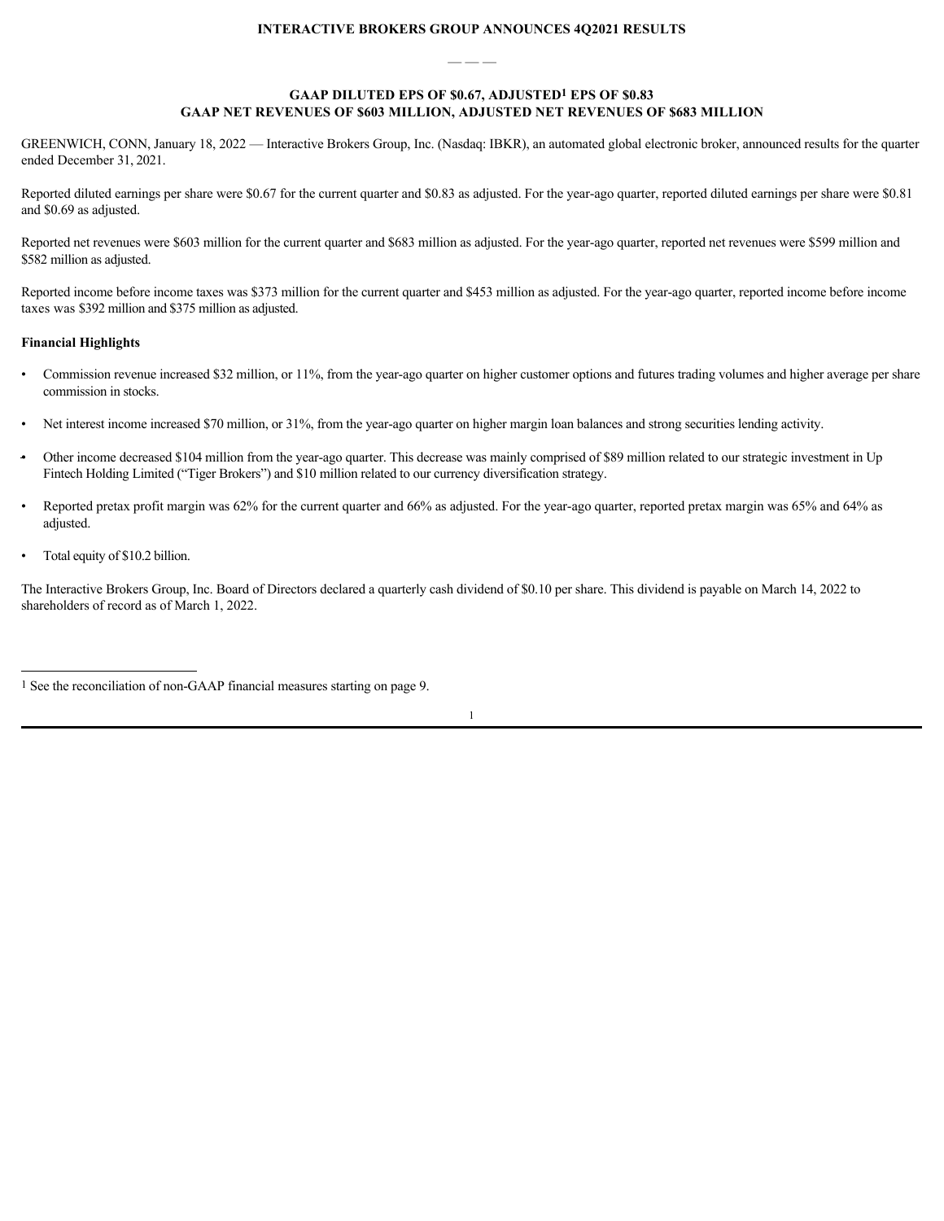**INTERACTIVE BROKERS GROUP ANNOUNCES 4Q2021 RESULTS**

— — —

**GAAP DILUTED EPS OF $0.67, ADJUSTED[1] EPS OF $0.83**
**GAAP NET REVENUES OF $603 MILLION, ADJUSTED NET REVENUES OF $683 MILLION**

GREENWICH, CONN, January 18, 2022 — Interactive Brokers Group, Inc. (Nasdaq: IBKR), an automated global electronic broker, announced results for the quarter ended December 31, 2021.

Reported diluted earnings per share were $0.67 for the current quarter and $0.83 as adjusted. For the year-ago quarter, reported diluted earnings per share were $0.81 and $0.69 as adjusted.

Reported net revenues were $603 million for the current quarter and $683 million as adjusted. For the year-ago quarter, reported net revenues were $599 million and $582 million as adjusted.

Reported income before income taxes was $373 million for the current quarter and $453 million as adjusted. For the year-ago quarter, reported income before income taxes was $392 million and $375 million as adjusted.

**Financial Highlights**

- Commission revenue increased $32 million, or 11%, from the year-ago quarter on higher customer options and futures trading volumes and higher average per share commission in stocks.
- Net interest income increased $70 million, or 31%, from the year-ago quarter on higher margin loan balances and strong securities lending activity.
- Other income decreased $104 million from the year-ago quarter. This decrease was mainly comprised of $89 million related to our strategic investment in Up Fintech Holding Limited ("Tiger Brokers") and $10 million related to our currency diversification strategy.
- Reported pretax profit margin was 62% for the current quarter and 66% as adjusted. For the year-ago quarter, reported pretax margin was 65% and 64% as adjusted.
- Total equity of $10.2 billion.

The Interactive Brokers Group, Inc. Board of Directors declared a quarterly cash dividend of $0.10 per share. This dividend is payable on March 14, 2022 to shareholders of record as of March 1, 2022.

---

[1] See the reconciliation of non-GAAP financial measures starting on page 9.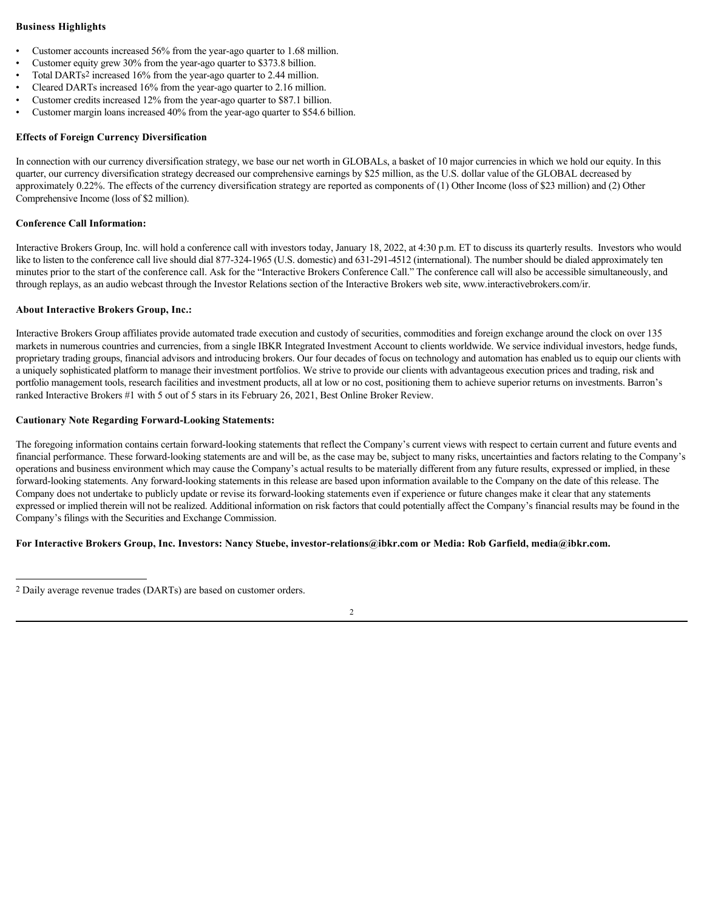**Business Highlights**

- Customer accounts increased 56% from the year-ago quarter to 1.68 million.
- Customer equity grew 30% from the year-ago quarter to $373.8 billion.
- Total DARTs[2] increased 16% from the year-ago quarter to 2.44 million.
- Cleared DARTs increased 16% from the year-ago quarter to 2.16 million.
- Customer credits increased 12% from the year-ago quarter to $87.1 billion.
- Customer margin loans increased 40% from the year-ago quarter to $54.6 billion.

**Effects of Foreign Currency Diversification**

In connection with our currency diversification strategy, we base our net worth in GLOBALs, a basket of 10 major currencies in which we hold our equity. In this quarter, our currency diversification strategy decreased our comprehensive earnings by $25 million, as the U.S. dollar value of the GLOBAL decreased by approximately 0.22%. The effects of the currency diversification strategy are reported as components of (1) Other Income (loss of $23 million) and (2) Other Comprehensive Income (loss of $2 million).

**Conference Call Information:**

Interactive Brokers Group, Inc. will hold a conference call with investors today, January 18, 2022, at 4:30 p.m. ET to discuss its quarterly results. Investors who would like to listen to the conference call live should dial 877-324-1965 (U.S. domestic) and 631-291-4512 (international). The number should be dialed approximately ten minutes prior to the start of the conference call. Ask for the "Interactive Brokers Conference Call." The conference call will also be accessible simultaneously, and through replays, as an audio webcast through the Investor Relations section of the Interactive Brokers web site, www.interactivebrokers.com/ir.

**About Interactive Brokers Group, Inc.:**

Interactive Brokers Group affiliates provide automated trade execution and custody of securities, commodities and foreign exchange around the clock on over 135 markets in numerous countries and currencies, from a single IBKR Integrated Investment Account to clients worldwide. We service individual investors, hedge funds, proprietary trading groups, financial advisors and introducing brokers. Our four decades of focus on technology and automation has enabled us to equip our clients with a uniquely sophisticated platform to manage their investment portfolios. We strive to provide our clients with advantageous execution prices and trading, risk and portfolio management tools, research facilities and investment products, all at low or no cost, positioning them to achieve superior returns on investments. Barron's ranked Interactive Brokers #1 with 5 out of 5 stars in its February 26, 2021, Best Online Broker Review.

**Cautionary Note Regarding Forward-Looking Statements:**

The foregoing information contains certain forward-looking statements that reflect the Company's current views with respect to certain current and future events and financial performance. These forward-looking statements are and will be, as the case may be, subject to many risks, uncertainties and factors relating to the Company's operations and business environment which may cause the Company's actual results to be materially different from any future results, expressed or implied, in these forward-looking statements. Any forward-looking statements in this release are based upon information available to the Company on the date of this release. The Company does not undertake to publicly update or revise its forward-looking statements even if experience or future changes make it clear that any statements expressed or implied therein will not be realized. Additional information on risk factors that could potentially affect the Company's financial results may be found in the Company's filings with the Securities and Exchange Commission.

**For Interactive Brokers Group, Inc. Investors: Nancy Stuebe, investor-relations@ibkr.com or Media: Rob Garfield, media@ibkr.com.**

---

[2] Daily average revenue trades (DARTs) are based on customer orders.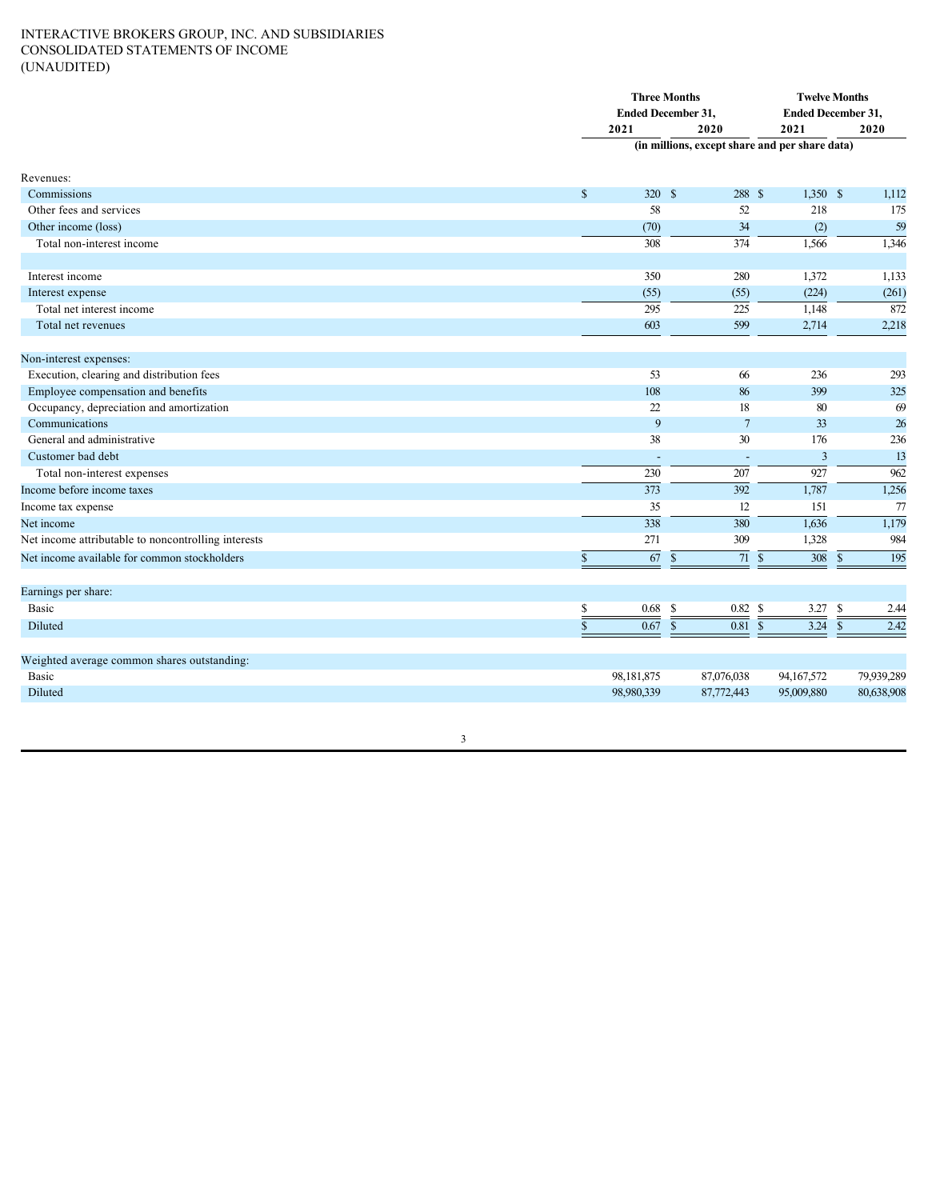INTERACTIVE BROKERS GROUP, INC. AND SUBSIDIARIES
CONSOLIDATED STATEMENTS OF INCOME
(UNAUDITED)

| | Three Months Ended December 31, | | Twelve Months Ended December 31, | |
|---|---|---|---|---|
| | 2021 | 2020 | 2021 | 2020 |
| | (in millions, except share and per share data) | | | |
| Revenues: | | | | |
| Commissions | $ 320 | $ 288 | $ 1,350 | $ 1,112 |
| Other fees and services | 58 | 52 | 218 | 175 |
| Other income (loss) | (70) | 34 | (2) | 59 |
| Total non-interest income | 308 | 374 | 1,566 | 1,346 |
| | | | | |
| Interest income | 350 | 280 | 1,372 | 1,133 |
| Interest expense | (55) | (55) | (224) | (261) |
| Total net interest income | 295 | 225 | 1,148 | 872 |
| Total net revenues | 603 | 599 | 2,714 | 2,218 |
| | | | | |
| Non-interest expenses: | | | | |
| Execution, clearing and distribution fees | 53 | 66 | 236 | 293 |
| Employee compensation and benefits | 108 | 86 | 399 | 325 |
| Occupancy, depreciation and amortization | 22 | 18 | 80 | 69 |
| Communications | 9 | 7 | 33 | 26 |
| General and administrative | 38 | 30 | 176 | 236 |
| Customer bad debt | - | - | 3 | 13 |
| Total non-interest expenses | 230 | 207 | 927 | 962 |
| Income before income taxes | 373 | 392 | 1,787 | 1,256 |
| Income tax expense | 35 | 12 | 151 | 77 |
| Net income | 338 | 380 | 1,636 | 1,179 |
| Net income attributable to noncontrolling interests | 271 | 309 | 1,328 | 984 |
| Net income available for common stockholders | $ 67 | $ 71 | $ 308 | $ 195 |
| | | | | |
| Earnings per share: | | | | |
| Basic | $ 0.68 | $ 0.82 | $ 3.27 | $ 2.44 |
| Diluted | $ 0.67 | $ 0.81 | $ 3.24 | $ 2.42 |
| | | | | |
| Weighted average common shares outstanding: | | | | |
| Basic | 98,181,875 | 87,076,038 | 94,167,572 | 79,939,289 |
| Diluted | 98,980,339 | 87,772,443 | 95,009,880 | 80,638,908 |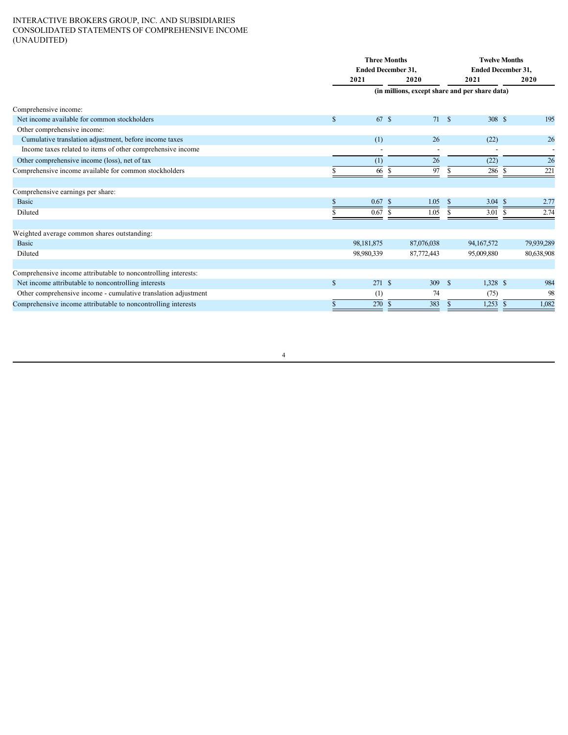INTERACTIVE BROKERS GROUP, INC. AND SUBSIDIARIES
CONSOLIDATED STATEMENTS OF COMPREHENSIVE INCOME
(UNAUDITED)

| | Three Months Ended December 31, | | Twelve Months Ended December 31, | |
|---|---|---|---|---|
| | 2021 | 2020 | 2021 | 2020 |
| | (in millions, except share and per share data) | | | |
| Comprehensive income: | | | | |
| Net income available for common stockholders | $ 67 | $ 71 | $ 308 | $ 195 |
| Other comprehensive income: | | | | |
| Cumulative translation adjustment, before income taxes | (1) | 26 | (22) | 26 |
| Income taxes related to items of other comprehensive income | - | - | - | - |
| Other comprehensive income (loss), net of tax | (1) | 26 | (22) | 26 |
| Comprehensive income available for common stockholders | $ 66 | $ 97 | $ 286 | $ 221 |
| | | | | |
| Comprehensive earnings per share: | | | | |
| Basic | $ 0.67 | $ 1.05 | $ 3.04 | $ 2.77 |
| Diluted | $ 0.67 | $ 1.05 | $ 3.01 | $ 2.74 |
| | | | | |
| Weighted average common shares outstanding: | | | | |
| Basic | 98,181,875 | 87,076,038 | 94,167,572 | 79,939,289 |
| Diluted | 98,980,339 | 87,772,443 | 95,009,880 | 80,638,908 |
| | | | | |
| Comprehensive income attributable to noncontrolling interests: | | | | |
| Net income attributable to noncontrolling interests | $ 271 | $ 309 | $ 1,328 | $ 984 |
| Other comprehensive income - cumulative translation adjustment | (1) | 74 | (75) | 98 |
| Comprehensive income attributable to noncontrolling interests | $ 270 | $ 383 | $ 1,253 | $ 1,082 |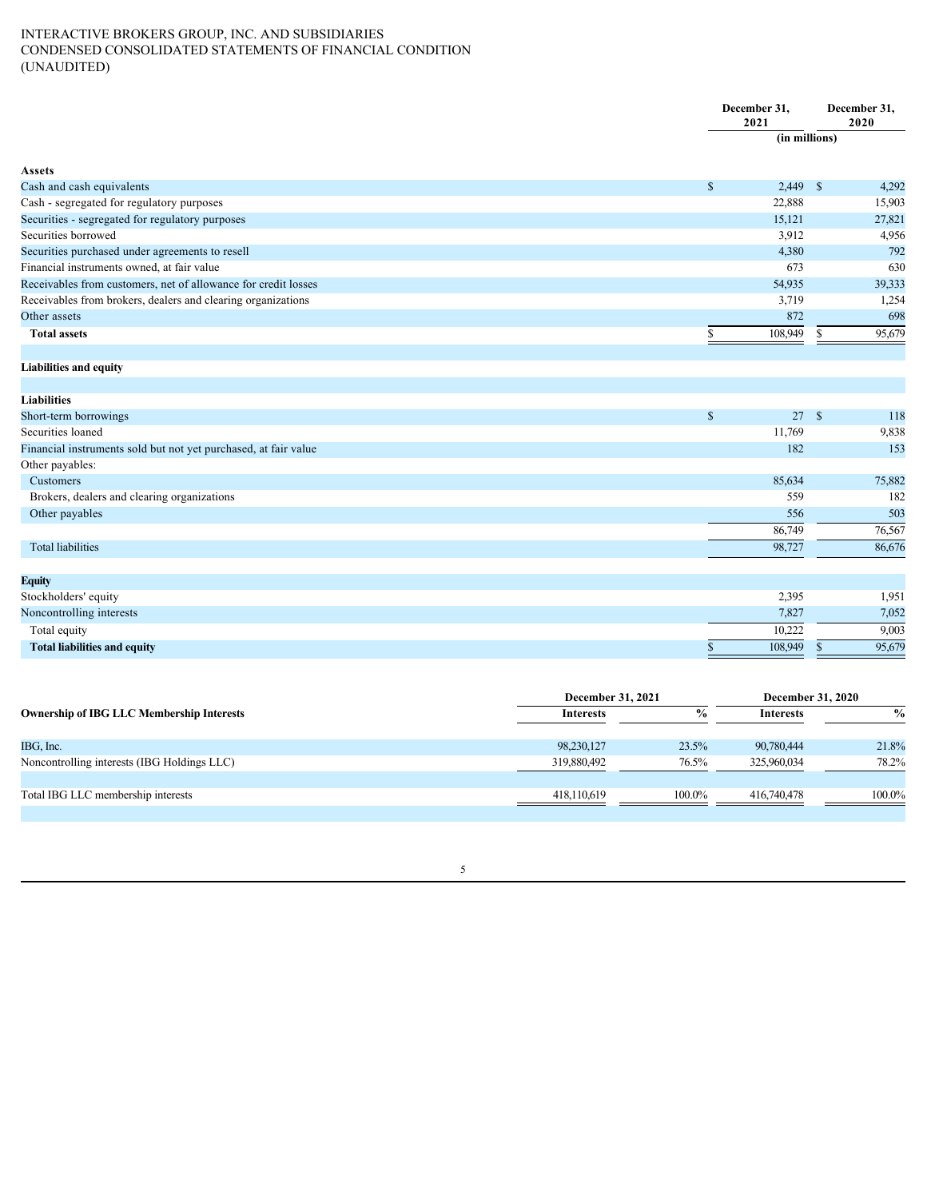INTERACTIVE BROKERS GROUP, INC. AND SUBSIDIARIES
CONDENSED CONSOLIDATED STATEMENTS OF FINANCIAL CONDITION
(UNAUDITED)

| | December 31, 2021 | December 31, 2020 |
|---|---|---|
| | (in millions) | |
| **Assets** | | |
| Cash and cash equivalents | $ 2,449 | $ 4,292 |
| Cash - segregated for regulatory purposes | 22,888 | 15,903 |
| Securities - segregated for regulatory purposes | 15,121 | 27,821 |
| Securities borrowed | 3,912 | 4,956 |
| Securities purchased under agreements to resell | 4,380 | 792 |
| Financial instruments owned, at fair value | 673 | 630 |
| Receivables from customers, net of allowance for credit losses | 54,935 | 39,333 |
| Receivables from brokers, dealers and clearing organizations | 3,719 | 1,254 |
| Other assets | 872 | 698 |
| **Total assets** | $ 108,949 | $ 95,679 |
| | | |
| **Liabilities and equity** | | |
| | | |
| **Liabilities** | | |
| Short-term borrowings | $ 27 | $ 118 |
| Securities loaned | 11,769 | 9,838 |
| Financial instruments sold but not yet purchased, at fair value | 182 | 153 |
| Other payables: | | |
| Customers | 85,634 | 75,882 |
| Brokers, dealers and clearing organizations | 559 | 182 |
| Other payables | 556 | 503 |
| | 86,749 | 76,567 |
| Total liabilities | 98,727 | 86,676 |
| | | |
| **Equity** | | |
| Stockholders' equity | 2,395 | 1,951 |
| Noncontrolling interests | 7,827 | 7,052 |
| Total equity | 10,222 | 9,003 |
| **Total liabilities and equity** | $ 108,949 | $ 95,679 |

| | December 31, 2021 | | December 31, 2020 | |
|---|---|---|---|---|
| **Ownership of IBG LLC Membership Interests** | **Interests** | **%** | **Interests** | **%** |
| IBG, Inc. | 98,230,127 | 23.5% | 90,780,444 | 21.8% |
| Noncontrolling interests (IBG Holdings LLC) | 319,880,492 | 76.5% | 325,960,034 | 78.2% |
| | | | | |
| Total IBG LLC membership interests | 418,110,619 | 100.0% | 416,740,478 | 100.0% |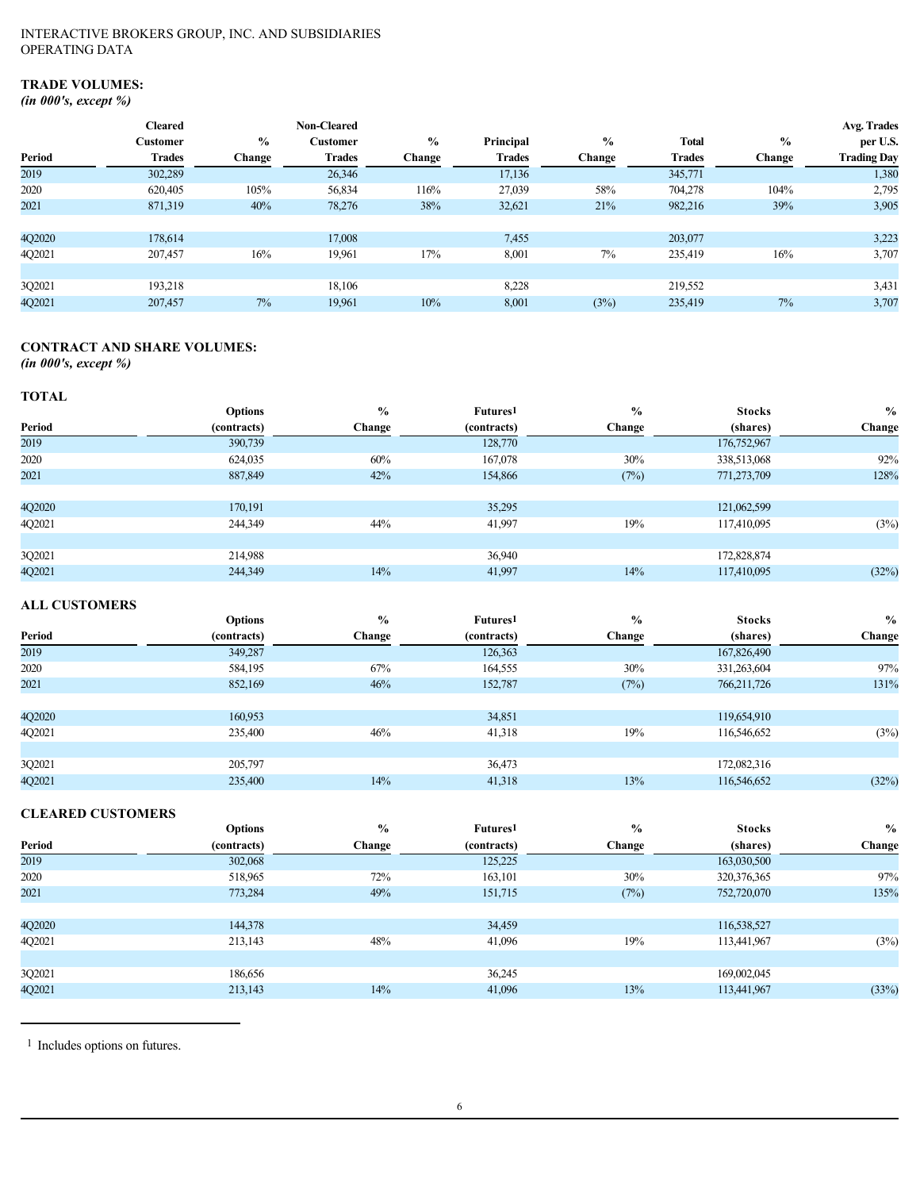INTERACTIVE BROKERS GROUP, INC. AND SUBSIDIARIES
OPERATING DATA

## TRADE VOLUMES:

*(in 000's, except %)*

| Period | Cleared Customer Trades | % Change | Non-Cleared Customer Trades | % Change | Principal Trades | % Change | Total Trades | % Change | Avg. Trades per U.S. Trading Day |
|---|---|---|---|---|---|---|---|---|---|
| 2019 | 302,289 | | 26,346 | | 17,136 | | 345,771 | | 1,380 |
| 2020 | 620,405 | 105% | 56,834 | 116% | 27,039 | 58% | 704,278 | 104% | 2,795 |
| 2021 | 871,319 | 40% | 78,276 | 38% | 32,621 | 21% | 982,216 | 39% | 3,905 |
| | | | | | | | | | |
| 4Q2020 | 178,614 | | 17,008 | | 7,455 | | 203,077 | | 3,223 |
| 4Q2021 | 207,457 | 16% | 19,961 | 17% | 8,001 | 7% | 235,419 | 16% | 3,707 |
| | | | | | | | | | |
| 3Q2021 | 193,218 | | 18,106 | | 8,228 | | 219,552 | | 3,431 |
| 4Q2021 | 207,457 | 7% | 19,961 | 10% | 8,001 | (3%) | 235,419 | 7% | 3,707 |

## CONTRACT AND SHARE VOLUMES:

*(in 000's, except %)*

### TOTAL

| Period | Options (contracts) | % Change | Futures[1] (contracts) | % Change | Stocks (shares) | % Change |
|---|---|---|---|---|---|---|
| 2019 | 390,739 | | 128,770 | | 176,752,967 | |
| 2020 | 624,035 | 60% | 167,078 | 30% | 338,513,068 | 92% |
| 2021 | 887,849 | 42% | 154,866 | (7%) | 771,273,709 | 128% |
| | | | | | | |
| 4Q2020 | 170,191 | | 35,295 | | 121,062,599 | |
| 4Q2021 | 244,349 | 44% | 41,997 | 19% | 117,410,095 | (3%) |
| | | | | | | |
| 3Q2021 | 214,988 | | 36,940 | | 172,828,874 | |
| 4Q2021 | 244,349 | 14% | 41,997 | 14% | 117,410,095 | (32%) |

### ALL CUSTOMERS

| Period | Options (contracts) | % Change | Futures[1] (contracts) | % Change | Stocks (shares) | % Change |
|---|---|---|---|---|---|---|
| 2019 | 349,287 | | 126,363 | | 167,826,490 | |
| 2020 | 584,195 | 67% | 164,555 | 30% | 331,263,604 | 97% |
| 2021 | 852,169 | 46% | 152,787 | (7%) | 766,211,726 | 131% |
| | | | | | | |
| 4Q2020 | 160,953 | | 34,851 | | 119,654,910 | |
| 4Q2021 | 235,400 | 46% | 41,318 | 19% | 116,546,652 | (3%) |
| | | | | | | |
| 3Q2021 | 205,797 | | 36,473 | | 172,082,316 | |
| 4Q2021 | 235,400 | 14% | 41,318 | 13% | 116,546,652 | (32%) |

### CLEARED CUSTOMERS

| Period | Options (contracts) | % Change | Futures[1] (contracts) | % Change | Stocks (shares) | % Change |
|---|---|---|---|---|---|---|
| 2019 | 302,068 | | 125,225 | | 163,030,500 | |
| 2020 | 518,965 | 72% | 163,101 | 30% | 320,376,365 | 97% |
| 2021 | 773,284 | 49% | 151,715 | (7%) | 752,720,070 | 135% |
| | | | | | | |
| 4Q2020 | 144,378 | | 34,459 | | 116,538,527 | |
| 4Q2021 | 213,143 | 48% | 41,096 | 19% | 113,441,967 | (3%) |
| | | | | | | |
| 3Q2021 | 186,656 | | 36,245 | | 169,002,045 | |
| 4Q2021 | 213,143 | 14% | 41,096 | 13% | 113,441,967 | (33%) |

---

[1] Includes options on futures.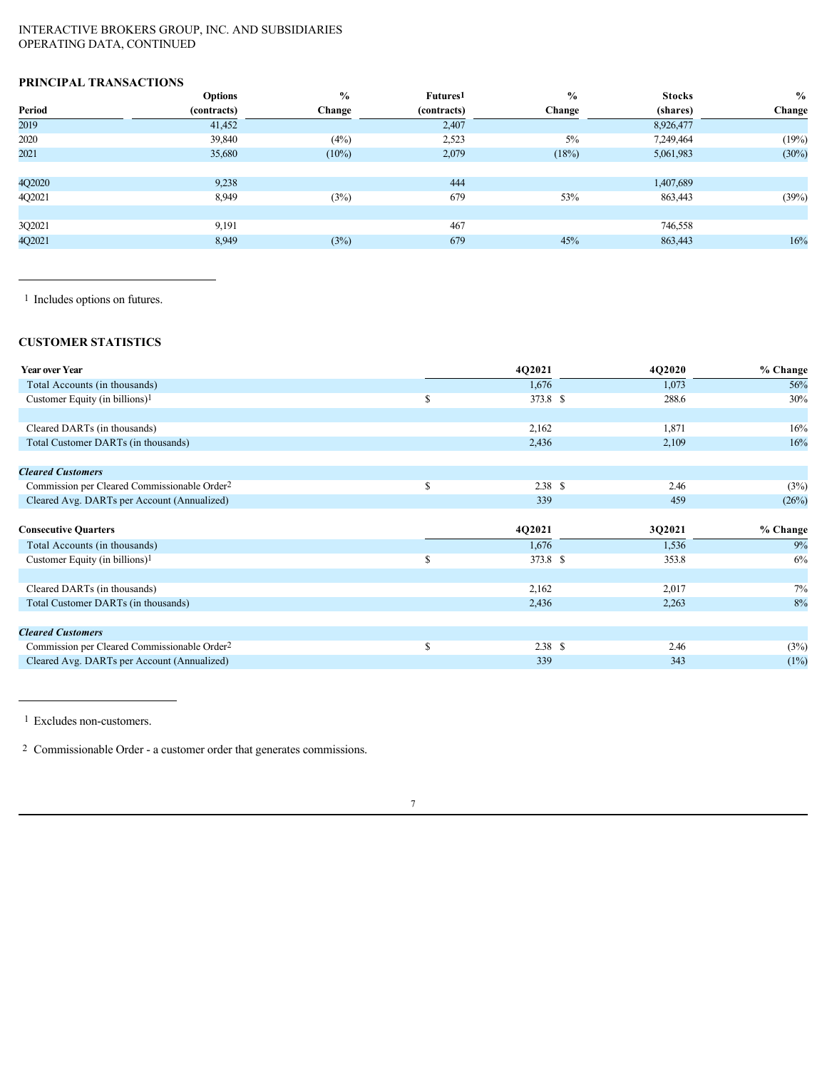INTERACTIVE BROKERS GROUP, INC. AND SUBSIDIARIES
OPERATING DATA, CONTINUED

## PRINCIPAL TRANSACTIONS

| Period | Options (contracts) | % Change | Futures[1] (contracts) | % Change | Stocks (shares) | % Change |
|---|---|---|---|---|---|---|
| 2019 | 41,452 | | 2,407 | | 8,926,477 | |
| 2020 | 39,840 | (4%) | 2,523 | 5% | 7,249,464 | (19%) |
| 2021 | 35,680 | (10%) | 2,079 | (18%) | 5,061,983 | (30%) |
| | | | | | | |
| 4Q2020 | 9,238 | | 444 | | 1,407,689 | |
| 4Q2021 | 8,949 | (3%) | 679 | 53% | 863,443 | (39%) |
| | | | | | | |
| 3Q2021 | 9,191 | | 467 | | 746,558 | |
| 4Q2021 | 8,949 | (3%) | 679 | 45% | 863,443 | 16% |

[1] Includes options on futures.

## CUSTOMER STATISTICS

| Year over Year | 4Q2021 | 4Q2020 | % Change |
|---|---|---|---|
| Total Accounts (in thousands) | 1,676 | 1,073 | 56% |
| Customer Equity (in billions)[1] | $ 373.8 | $ 288.6 | 30% |
| | | | |
| Cleared DARTs (in thousands) | 2,162 | 1,871 | 16% |
| Total Customer DARTs (in thousands) | 2,436 | 2,109 | 16% |
| | | | |
| ***Cleared Customers*** | | | |
| Commission per Cleared Commissionable Order[2] | $ 2.38 | $ 2.46 | (3%) |
| Cleared Avg. DARTs per Account (Annualized) | 339 | 459 | (26%) |

| Consecutive Quarters | 4Q2021 | 3Q2021 | % Change |
|---|---|---|---|
| Total Accounts (in thousands) | 1,676 | 1,536 | 9% |
| Customer Equity (in billions)[1] | $ 373.8 | $ 353.8 | 6% |
| | | | |
| Cleared DARTs (in thousands) | 2,162 | 2,017 | 7% |
| Total Customer DARTs (in thousands) | 2,436 | 2,263 | 8% |
| | | | |
| ***Cleared Customers*** | | | |
| Commission per Cleared Commissionable Order[2] | $ 2.38 | $ 2.46 | (3%) |
| Cleared Avg. DARTs per Account (Annualized) | 339 | 343 | (1%) |

[1] Excludes non-customers.

[2] Commissionable Order - a customer order that generates commissions.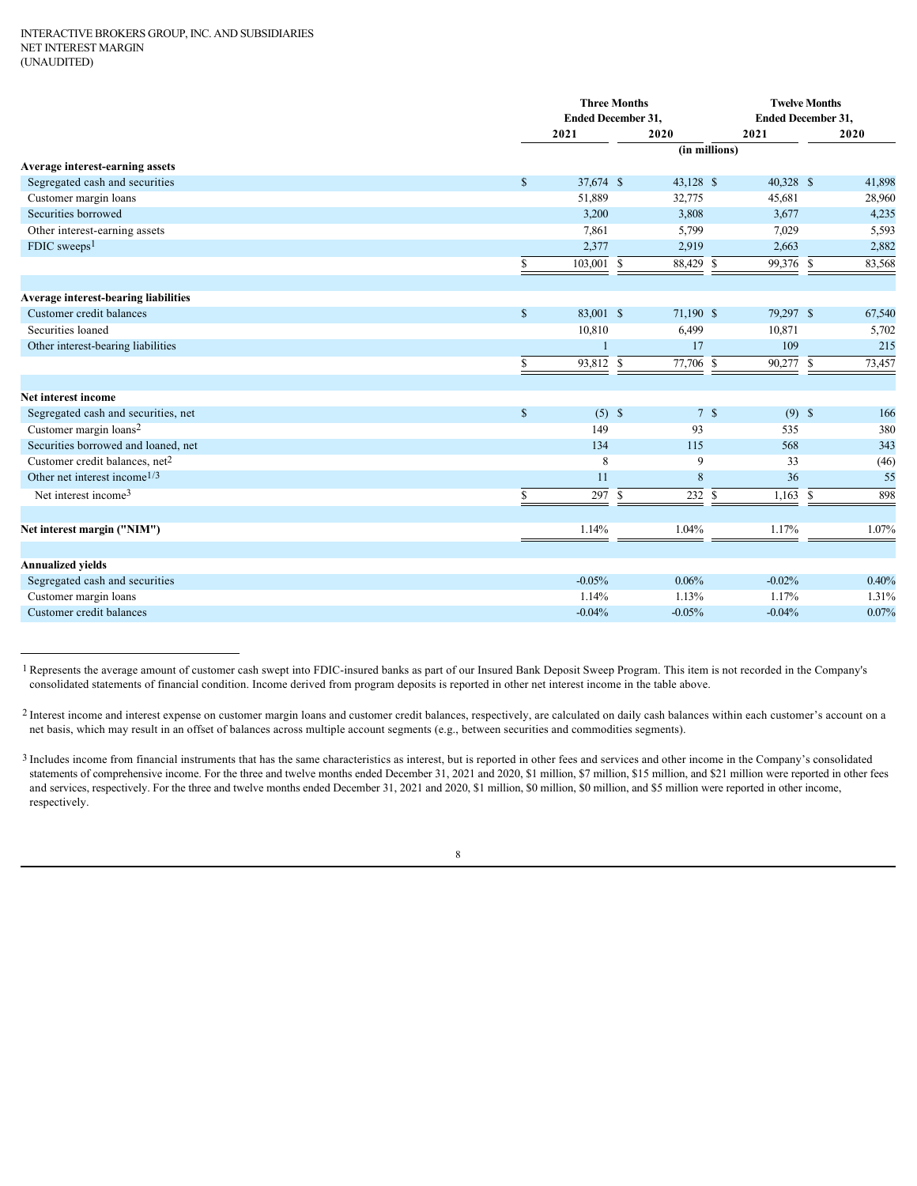INTERACTIVE BROKERS GROUP, INC. AND SUBSIDIARIES
NET INTEREST MARGIN
(UNAUDITED)

| | Three Months Ended December 31, | | Twelve Months Ended December 31, | |
|---|---|---|---|---|
| | 2021 | 2020 | 2021 | 2020 |
| | (in millions) | | | |
| **Average interest-earning assets** | | | | |
| Segregated cash and securities | $ 37,674 | $ 43,128 | $ 40,328 | $ 41,898 |
| Customer margin loans | 51,889 | 32,775 | 45,681 | 28,960 |
| Securities borrowed | 3,200 | 3,808 | 3,677 | 4,235 |
| Other interest-earning assets | 7,861 | 5,799 | 7,029 | 5,593 |
| FDIC sweeps[1] | 2,377 | 2,919 | 2,663 | 2,882 |
| | $ 103,001 | $ 88,429 | $ 99,376 | $ 83,568 |
| **Average interest-bearing liabilities** | | | | |
| Customer credit balances | $ 83,001 | $ 71,190 | $ 79,297 | $ 67,540 |
| Securities loaned | 10,810 | 6,499 | 10,871 | 5,702 |
| Other interest-bearing liabilities | 1 | 17 | 109 | 215 |
| | $ 93,812 | $ 77,706 | $ 90,277 | $ 73,457 |
| **Net interest income** | | | | |
| Segregated cash and securities, net | $ (5) | $ 7 | $ (9) | $ 166 |
| Customer margin loans[2] | 149 | 93 | 535 | 380 |
| Securities borrowed and loaned, net | 134 | 115 | 568 | 343 |
| Customer credit balances, net[2] | 8 | 9 | 33 | (46) |
| Other net interest income[1/3] | 11 | 8 | 36 | 55 |
| Net interest income[3] | $ 297 | $ 232 | $ 1,163 | $ 898 |
| **Net interest margin ("NIM")** | 1.14% | 1.04% | 1.17% | 1.07% |
| **Annualized yields** | | | | |
| Segregated cash and securities | -0.05% | 0.06% | -0.02% | 0.40% |
| Customer margin loans | 1.14% | 1.13% | 1.17% | 1.31% |
| Customer credit balances | -0.04% | -0.05% | -0.04% | 0.07% |

[1] Represents the average amount of customer cash swept into FDIC-insured banks as part of our Insured Bank Deposit Sweep Program. This item is not recorded in the Company's consolidated statements of financial condition. Income derived from program deposits is reported in other net interest income in the table above.

[2] Interest income and interest expense on customer margin loans and customer credit balances, respectively, are calculated on daily cash balances within each customer's account on a net basis, which may result in an offset of balances across multiple account segments (e.g., between securities and commodities segments).

[3] Includes income from financial instruments that has the same characteristics as interest, but is reported in other fees and services and other income in the Company's consolidated statements of comprehensive income. For the three and twelve months ended December 31, 2021 and 2020, $1 million, $7 million, $15 million, and $21 million were reported in other fees and services, respectively. For the three and twelve months ended December 31, 2021 and 2020, $1 million, $0 million, $0 million, and $5 million were reported in other income, respectively.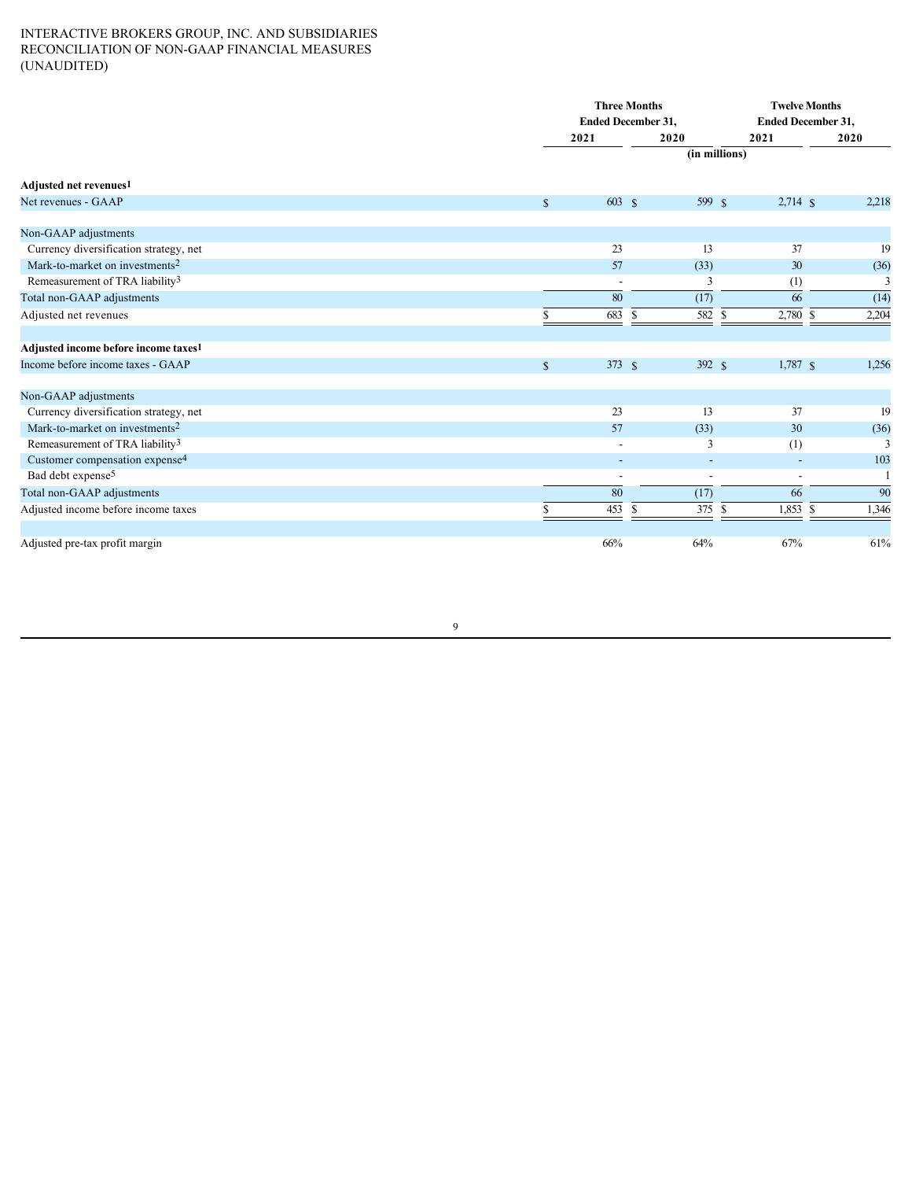INTERACTIVE BROKERS GROUP, INC. AND SUBSIDIARIES
RECONCILIATION OF NON-GAAP FINANCIAL MEASURES
(UNAUDITED)

| | Three Months Ended December 31, | | Twelve Months Ended December 31, | |
|---|---|---|---|---|
| | 2021 | 2020 | 2021 | 2020 |
| | (in millions) | | | |
| **Adjusted net revenues[1]** | | | | |
| Net revenues - GAAP | $ 603 | $ 599 | $ 2,714 | $ 2,218 |
| | | | | |
| Non-GAAP adjustments | | | | |
| Currency diversification strategy, net | 23 | 13 | 37 | 19 |
| Mark-to-market on investments[2] | 57 | (33) | 30 | (36) |
| Remeasurement of TRA liability[3] | - | 3 | (1) | 3 |
| Total non-GAAP adjustments | 80 | (17) | 66 | (14) |
| Adjusted net revenues | $ 683 | $ 582 | $ 2,780 | $ 2,204 |
| | | | | |
| **Adjusted income before income taxes[1]** | | | | |
| Income before income taxes - GAAP | $ 373 | $ 392 | $ 1,787 | $ 1,256 |
| | | | | |
| Non-GAAP adjustments | | | | |
| Currency diversification strategy, net | 23 | 13 | 37 | 19 |
| Mark-to-market on investments[2] | 57 | (33) | 30 | (36) |
| Remeasurement of TRA liability[3] | - | 3 | (1) | 3 |
| Customer compensation expense[4] | - | - | - | 103 |
| Bad debt expense[5] | - | - | - | 1 |
| Total non-GAAP adjustments | 80 | (17) | 66 | 90 |
| Adjusted income before income taxes | $ 453 | $ 375 | $ 1,853 | $ 1,346 |
| | | | | |
| Adjusted pre-tax profit margin | 66% | 64% | 67% | 61% |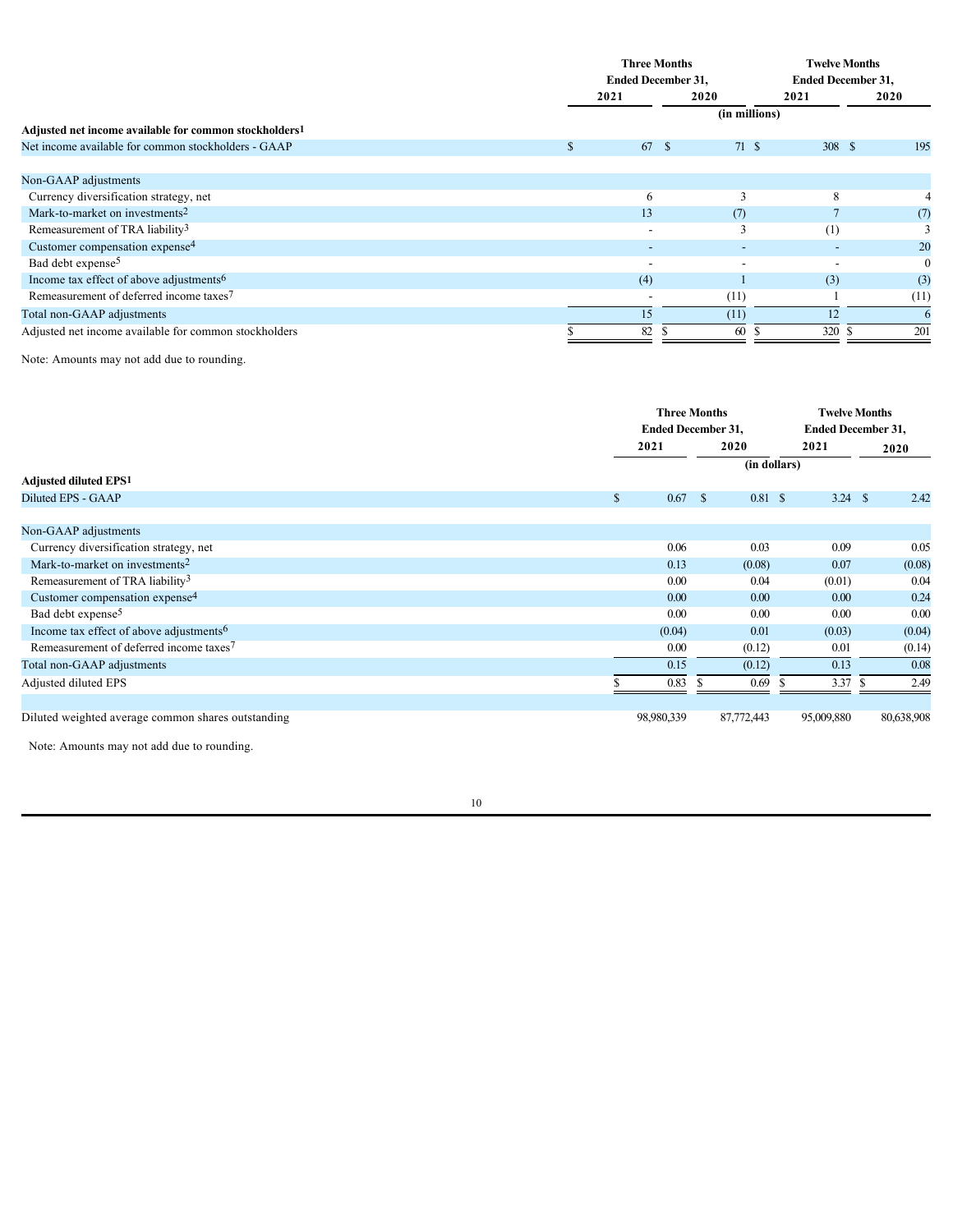| | Three Months Ended December 31, | | Twelve Months Ended December 31, | |
|---|---|---|---|---|
| | 2021 | 2020 | 2021 | 2020 |
| | (in millions) | | | |
| **Adjusted net income available for common stockholders[1]** | | | | |
| Net income available for common stockholders - GAAP | $ 67 | $ 71 | $ 308 | $ 195 |
| | | | | |
| Non-GAAP adjustments | | | | |
| Currency diversification strategy, net | 6 | 3 | 8 | 4 |
| Mark-to-market on investments[2] | 13 | (7) | 7 | (7) |
| Remeasurement of TRA liability[3] | - | 3 | (1) | 3 |
| Customer compensation expense[4] | - | - | - | 20 |
| Bad debt expense[5] | - | - | - | 0 |
| Income tax effect of above adjustments[6] | (4) | 1 | (3) | (3) |
| Remeasurement of deferred income taxes[7] | - | (11) | 1 | (11) |
| Total non-GAAP adjustments | 15 | (11) | 12 | 6 |
| Adjusted net income available for common stockholders | $ 82 | $ 60 | $ 320 | $ 201 |

Note: Amounts may not add due to rounding.

| | Three Months Ended December 31, | | Twelve Months Ended December 31, | |
|---|---|---|---|---|
| | 2021 | 2020 | 2021 | 2020 |
| | (in dollars) | | | |
| **Adjusted diluted EPS[1]** | | | | |
| Diluted EPS - GAAP | $ 0.67 | $ 0.81 | $ 3.24 | $ 2.42 |
| | | | | |
| Non-GAAP adjustments | | | | |
| Currency diversification strategy, net | 0.06 | 0.03 | 0.09 | 0.05 |
| Mark-to-market on investments[2] | 0.13 | (0.08) | 0.07 | (0.08) |
| Remeasurement of TRA liability[3] | 0.00 | 0.04 | (0.01) | 0.04 |
| Customer compensation expense[4] | 0.00 | 0.00 | 0.00 | 0.24 |
| Bad debt expense[5] | 0.00 | 0.00 | 0.00 | 0.00 |
| Income tax effect of above adjustments[6] | (0.04) | 0.01 | (0.03) | (0.04) |
| Remeasurement of deferred income taxes[7] | 0.00 | (0.12) | 0.01 | (0.14) |
| Total non-GAAP adjustments | 0.15 | (0.12) | 0.13 | 0.08 |
| Adjusted diluted EPS | $ 0.83 | $ 0.69 | $ 3.37 | $ 2.49 |
| | | | | |
| Diluted weighted average common shares outstanding | 98,980,339 | 87,772,443 | 95,009,880 | 80,638,908 |

Note: Amounts may not add due to rounding.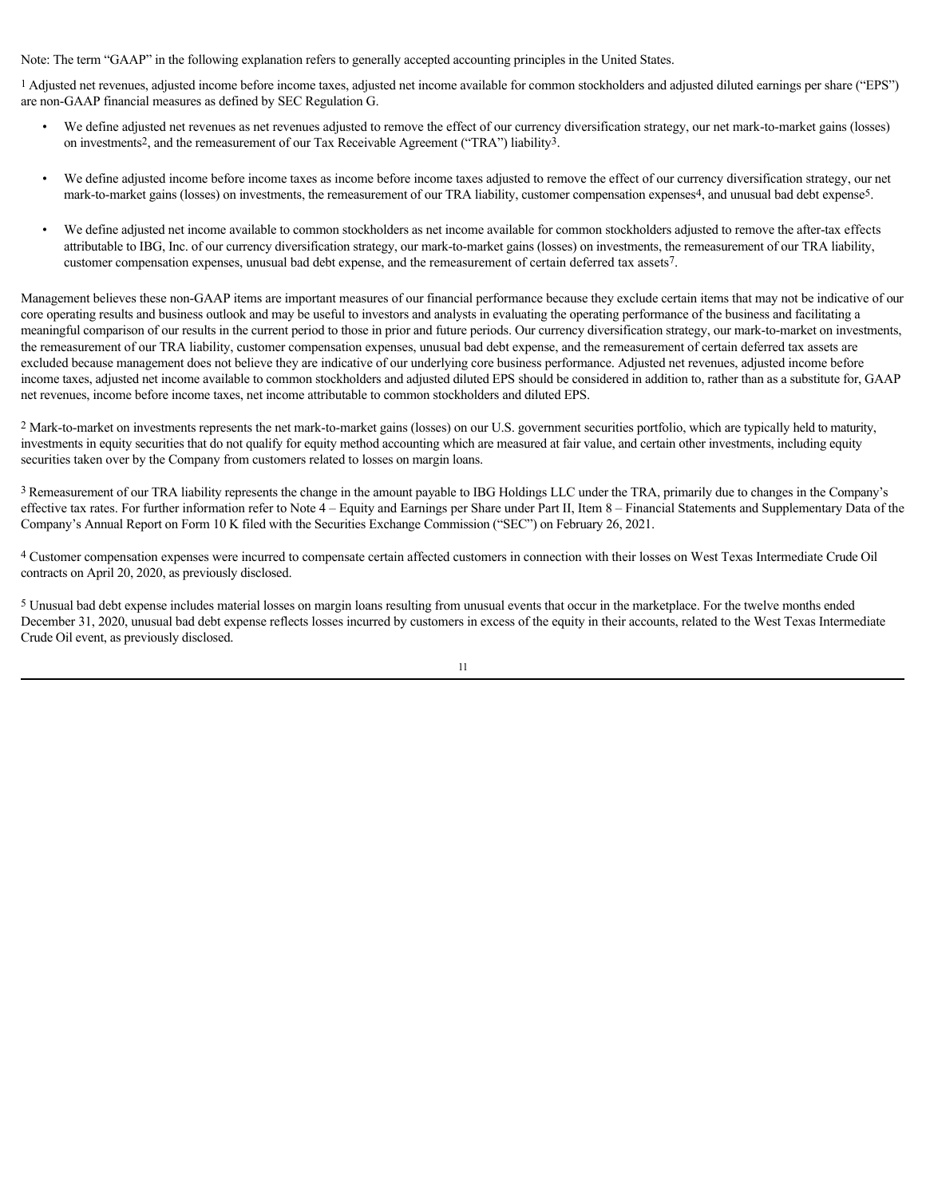Note: The term "GAAP" in the following explanation refers to generally accepted accounting principles in the United States.

[1] Adjusted net revenues, adjusted income before income taxes, adjusted net income available for common stockholders and adjusted diluted earnings per share ("EPS") are non-GAAP financial measures as defined by SEC Regulation G.

- We define adjusted net revenues as net revenues adjusted to remove the effect of our currency diversification strategy, our net mark-to-market gains (losses) on investments[2], and the remeasurement of our Tax Receivable Agreement ("TRA") liability[3].
- We define adjusted income before income taxes as income before income taxes adjusted to remove the effect of our currency diversification strategy, our net mark-to-market gains (losses) on investments, the remeasurement of our TRA liability, customer compensation expenses[4], and unusual bad debt expense[5].
- We define adjusted net income available to common stockholders as net income available for common stockholders adjusted to remove the after-tax effects attributable to IBG, Inc. of our currency diversification strategy, our mark-to-market gains (losses) on investments, the remeasurement of our TRA liability, customer compensation expenses, unusual bad debt expense, and the remeasurement of certain deferred tax assets[7].

Management believes these non-GAAP items are important measures of our financial performance because they exclude certain items that may not be indicative of our core operating results and business outlook and may be useful to investors and analysts in evaluating the operating performance of the business and facilitating a meaningful comparison of our results in the current period to those in prior and future periods. Our currency diversification strategy, our mark-to-market on investments, the remeasurement of our TRA liability, customer compensation expenses, unusual bad debt expense, and the remeasurement of certain deferred tax assets are excluded because management does not believe they are indicative of our underlying core business performance. Adjusted net revenues, adjusted income before income taxes, adjusted net income available to common stockholders and adjusted diluted EPS should be considered in addition to, rather than as a substitute for, GAAP net revenues, income before income taxes, net income attributable to common stockholders and diluted EPS.

[2] Mark-to-market on investments represents the net mark-to-market gains (losses) on our U.S. government securities portfolio, which are typically held to maturity, investments in equity securities that do not qualify for equity method accounting which are measured at fair value, and certain other investments, including equity securities taken over by the Company from customers related to losses on margin loans.

[3] Remeasurement of our TRA liability represents the change in the amount payable to IBG Holdings LLC under the TRA, primarily due to changes in the Company's effective tax rates. For further information refer to Note 4 – Equity and Earnings per Share under Part II, Item 8 – Financial Statements and Supplementary Data of the Company's Annual Report on Form 10 K filed with the Securities Exchange Commission ("SEC") on February 26, 2021.

[4] Customer compensation expenses were incurred to compensate certain affected customers in connection with their losses on West Texas Intermediate Crude Oil contracts on April 20, 2020, as previously disclosed.

[5] Unusual bad debt expense includes material losses on margin loans resulting from unusual events that occur in the marketplace. For the twelve months ended December 31, 2020, unusual bad debt expense reflects losses incurred by customers in excess of the equity in their accounts, related to the West Texas Intermediate Crude Oil event, as previously disclosed.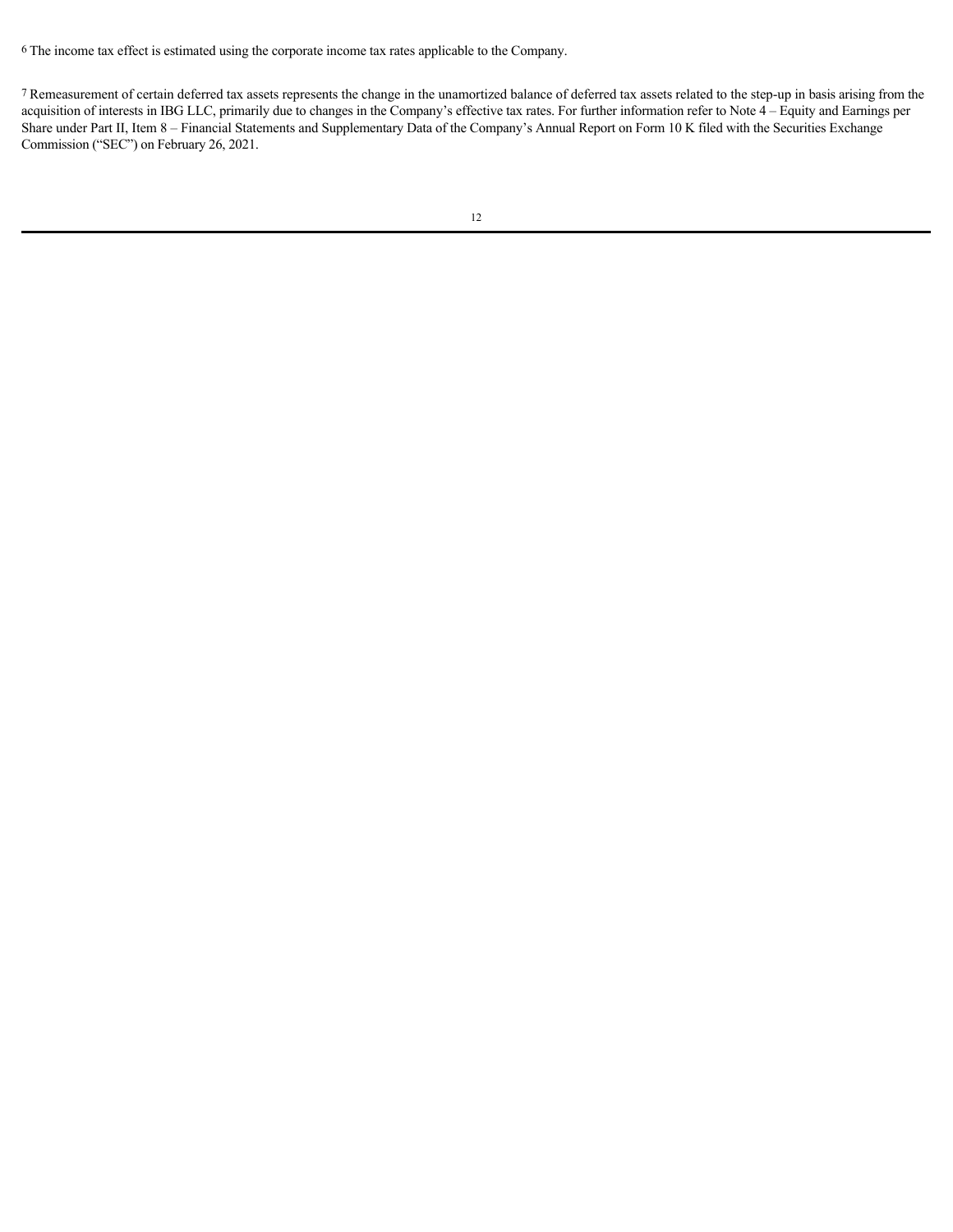[6] The income tax effect is estimated using the corporate income tax rates applicable to the Company.

[7] Remeasurement of certain deferred tax assets represents the change in the unamortized balance of deferred tax assets related to the step-up in basis arising from the acquisition of interests in IBG LLC, primarily due to changes in the Company's effective tax rates. For further information refer to Note 4 – Equity and Earnings per Share under Part II, Item 8 – Financial Statements and Supplementary Data of the Company's Annual Report on Form 10 K filed with the Securities Exchange Commission ("SEC") on February 26, 2021.